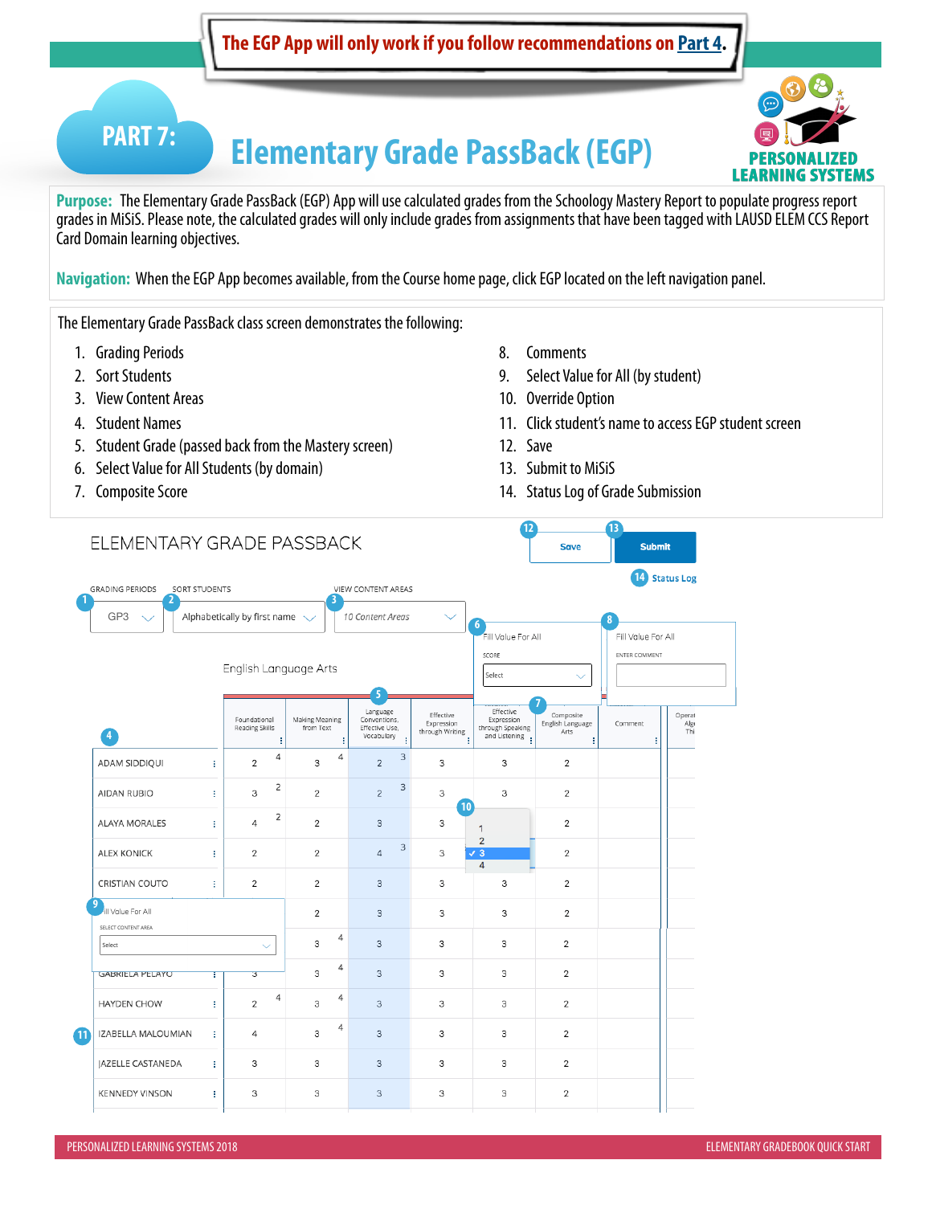**The EGP App will only work if you follow recommendations on Part 4.**

# PART 7: Elementary Grade PassBack (EGP)

PERSONALIZED LEARNING SYSTEMS

**Purpose:** The Elementary Grade PassBack (EGP) App will use calculated grades from the Schoology Mastery Report to populate progress report grades in MiSiS. Please note, the calculated grades will only include grades from assignments that have been tagged with LAUSD ELEM CCS Report Card Domain learning objectives.

**Navigation:** When the EGP App becomes available, from the Course home page, click EGP located on the left navigation panel.

The Elementary Grade PassBack class screen demonstrates the following:

1. Grading Periods
2. Sort Students
3. View Content Areas
4. Student Names
5. Student Grade (passed back from the Mastery screen)
6. Select Value for All Students (by domain)
7. Composite Score
8. Comments
9. Select Value for All (by student)
10. Override Option
11. Click student's name to access EGP student screen
12. Save
13. Submit to MiSiS
14. Status Log of Grade Submission

ELEMENTARY GRADE PASSBACK

Save | Submit | Status Log

GRADING PERIODS: GP3 | SORT STUDENTS: Alphabetically by first name | VIEW CONTENT AREAS: 10 Content Areas

Fill Value For All — SCORE: Select

Fill Value For All — ENTER COMMENT

English Language Arts

| Student | Foundational Reading Skills | Making Meaning from Text | Language Conventions, Effective Use, Vocabulary | Effective Expression through Writing | Effective Expression through Speaking and Listening | Composite English Language Arts | Comment |
|---|---|---|---|---|---|---|---|
| ADAM SIDDIQUI | 2 (4) | 3 (4) | 2 (3) | 3 | 3 | 2 | |
| AIDAN RUBIO | 3 (2) | 2 | 2 (3) | 3 | 3 | 2 | |
| ALAYA MORALES | 4 (2) | 2 | 3 | 3 | 1 / 2 / ✓3 / 4 | 2 | |
| ALEX KONICK | 2 | 2 | 4 (3) | 3 | | 2 | |
| CRISTIAN COUTO | 2 | 2 | 3 | 3 | 3 | 2 | |
| | | 2 | 3 | 3 | 3 | 2 | |
| | | 3 (4) | 3 | 3 | 3 | 2 | |
| GABRIELA PELAYO | 3 | 3 (4) | 3 | 3 | 3 | 2 | |
| HAYDEN CHOW | 2 (4) | 3 (4) | 3 | 3 | 3 | 2 | |
| IZABELLA MALOUMIAN | 4 | 3 (4) | 3 | 3 | 3 | 2 | |
| JAZELLE CASTANEDA | 3 | 3 | 3 | 3 | 3 | 2 | |
| KENNEDY VINSON | 3 | 3 | 3 | 3 | 3 | 2 | |

Fill Value For All — SELECT CONTENT AREA: Select

PERSONALIZED LEARNING SYSTEMS 2018 | ELEMENTARY GRADEBOOK QUICK START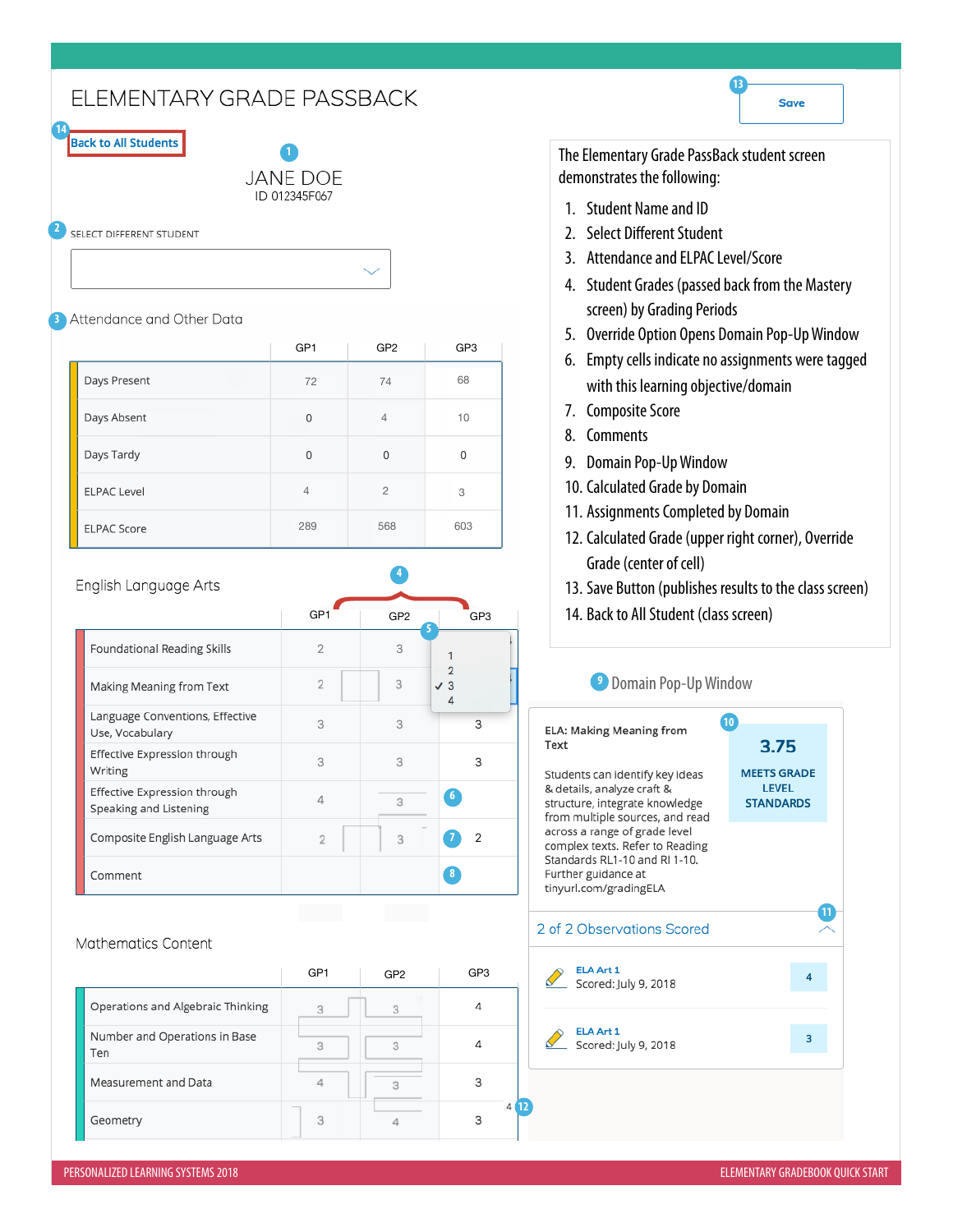# ELEMENTARY GRADE PASSBACK

14 Back to All Students

13 Save

1

JANE DOE
ID 012345F067

2 SELECT DIFFERENT STUDENT

3 Attendance and Other Data

| | GP1 | GP2 | GP3 |
|---|---|---|---|
| Days Present | 72 | 74 | 68 |
| Days Absent | 0 | 4 | 10 |
| Days Tardy | 0 | 0 | 0 |
| ELPAC Level | 4 | 2 | 3 |
| ELPAC Score | 289 | 568 | 603 |

English Language Arts 4

| | GP1 | GP2 | GP3 |
|---|---|---|---|
| Foundational Reading Skills | 2 | 3 | 5 (1, 2, ✓3, 4) |
| Making Meaning from Text | 2 | 3 | |
| Language Conventions, Effective Use, Vocabulary | 3 | 3 | 3 |
| Effective Expression through Writing | 3 | 3 | 3 |
| Effective Expression through Speaking and Listening | 4 | 3 | 6 |
| Composite English Language Arts | 2 | 3 | 7 2 |
| Comment | | | 8 |

Mathematics Content

| | GP1 | GP2 | GP3 |
|---|---|---|---|
| Operations and Algebraic Thinking | 3 | 3 | 4 |
| Number and Operations in Base Ten | 3 | 3 | 4 |
| Measurement and Data | 4 | 3 | 3 |
| Geometry | 3 | 4 | 4 12 3 |

The Elementary Grade PassBack student screen demonstrates the following:

1. Student Name and ID
2. Select Different Student
3. Attendance and ELPAC Level/Score
4. Student Grades (passed back from the Mastery screen) by Grading Periods
5. Override Option Opens Domain Pop-Up Window
6. Empty cells indicate no assignments were tagged with this learning objective/domain
7. Composite Score
8. Comments
9. Domain Pop-Up Window
10. Calculated Grade by Domain
11. Assignments Completed by Domain
12. Calculated Grade (upper right corner), Override Grade (center of cell)
13. Save Button (publishes results to the class screen)
14. Back to All Student (class screen)

9 Domain Pop-Up Window

ELA: Making Meaning from Text

Students can identify key ideas & details, analyze craft & structure, integrate knowledge from multiple sources, and read across a range of grade level complex texts. Refer to Reading Standards RL1-10 and RI 1-10. Further guidance at tinyurl.com/gradingELA

10 3.75 MEETS GRADE LEVEL STANDARDS

2 of 2 Observations Scored 11

| | |
|---|---|
| ELA Art 1 Scored: July 9, 2018 | 4 |
| ELA Art 1 Scored: July 9, 2018 | 3 |